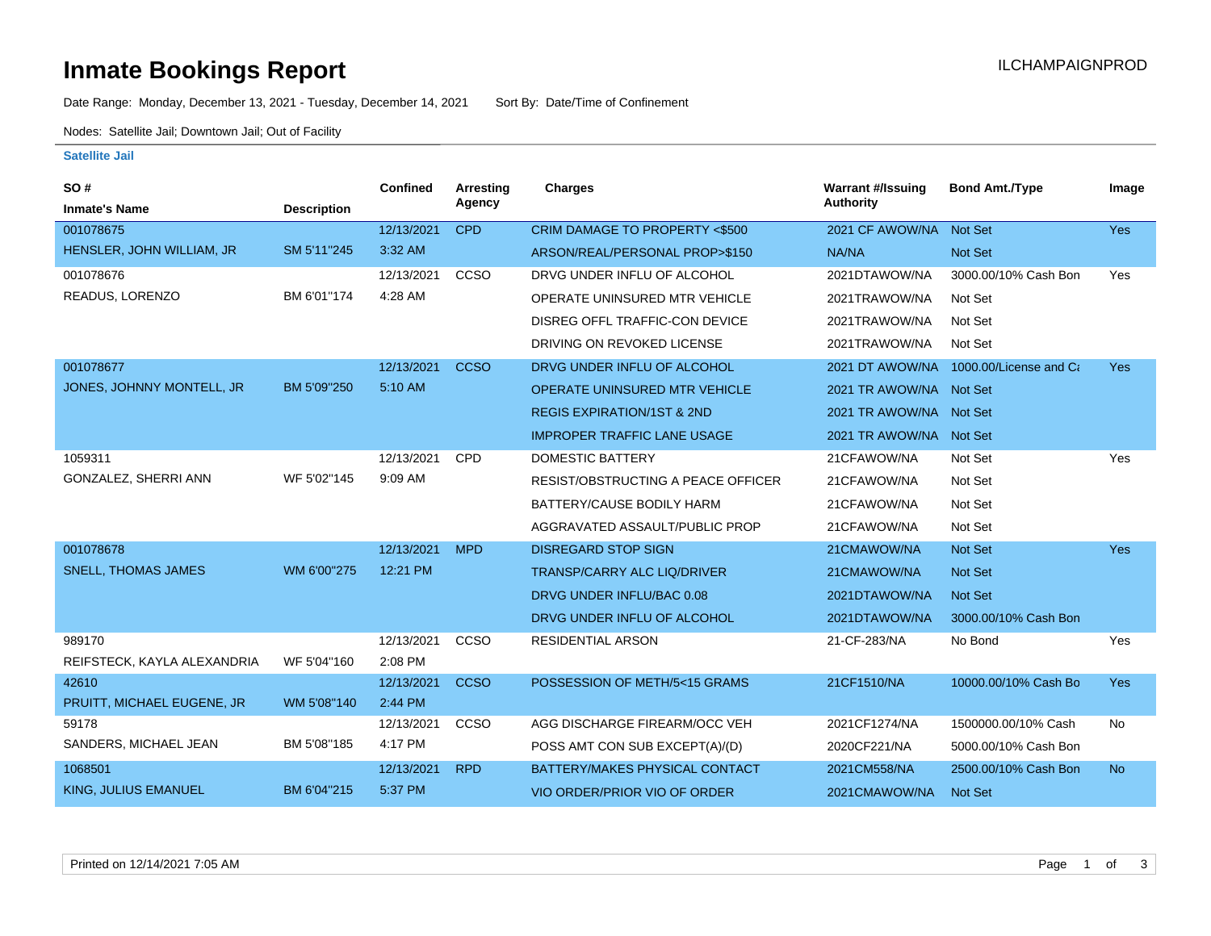# Inmate Bookings Report

ILCHAMPAIGNPROD

Date Range: Monday, December 13, 2021 - Tuesday, December 14, 2021 Sort By: Date/Time of Confinement

Nodes: Satellite Jail; Downtown Jail; Out of Facility

**Satellite Jail**

| SO # / Inmate's Name | Description | Confined | Arresting Agency | Charges | Warrant #/Issuing Authority | Bond Amt./Type | Image |
|---|---|---|---|---|---|---|---|
| 001078675 | | 12/13/2021 | CPD | CRIM DAMAGE TO PROPERTY <$500 | 2021 CF AWOW/NA | Not Set | Yes |
| HENSLER, JOHN WILLIAM, JR | SM 5'11''245 | 3:32 AM | | ARSON/REAL/PERSONAL PROP>$150 | NA/NA | Not Set | |
| 001078676 | | 12/13/2021 | CCSO | DRVG UNDER INFLU OF ALCOHOL | 2021DTAWOW/NA | 3000.00/10% Cash Bon | Yes |
| READUS, LORENZO | BM 6'01''174 | 4:28 AM | | OPERATE UNINSURED MTR VEHICLE | 2021TRAWOW/NA | Not Set | |
| | | | | DISREG OFFL TRAFFIC-CON DEVICE | 2021TRAWOW/NA | Not Set | |
| | | | | DRIVING ON REVOKED LICENSE | 2021TRAWOW/NA | Not Set | |
| 001078677 | | 12/13/2021 | CCSO | DRVG UNDER INFLU OF ALCOHOL | 2021 DT AWOW/NA | 1000.00/License and Ca | Yes |
| JONES, JOHNNY MONTELL, JR | BM 5'09''250 | 5:10 AM | | OPERATE UNINSURED MTR VEHICLE | 2021 TR AWOW/NA | Not Set | |
| | | | | REGIS EXPIRATION/1ST & 2ND | 2021 TR AWOW/NA | Not Set | |
| | | | | IMPROPER TRAFFIC LANE USAGE | 2021 TR AWOW/NA | Not Set | |
| 1059311 | | 12/13/2021 | CPD | DOMESTIC BATTERY | 21CFAWOW/NA | Not Set | Yes |
| GONZALEZ, SHERRI ANN | WF 5'02''145 | 9:09 AM | | RESIST/OBSTRUCTING A PEACE OFFICER | 21CFAWOW/NA | Not Set | |
| | | | | BATTERY/CAUSE BODILY HARM | 21CFAWOW/NA | Not Set | |
| | | | | AGGRAVATED ASSAULT/PUBLIC PROP | 21CFAWOW/NA | Not Set | |
| 001078678 | | 12/13/2021 | MPD | DISREGARD STOP SIGN | 21CMAWOW/NA | Not Set | Yes |
| SNELL, THOMAS JAMES | WM 6'00''275 | 12:21 PM | | TRANSP/CARRY ALC LIQ/DRIVER | 21CMAWOW/NA | Not Set | |
| | | | | DRVG UNDER INFLU/BAC 0.08 | 2021DTAWOW/NA | Not Set | |
| | | | | DRVG UNDER INFLU OF ALCOHOL | 2021DTAWOW/NA | 3000.00/10% Cash Bon | |
| 989170 | | 12/13/2021 | CCSO | RESIDENTIAL ARSON | 21-CF-283/NA | No Bond | Yes |
| REIFSTECK, KAYLA ALEXANDRIA | WF 5'04''160 | 2:08 PM | | | | | |
| 42610 | | 12/13/2021 | CCSO | POSSESSION OF METH/5<15 GRAMS | 21CF1510/NA | 10000.00/10% Cash Bo | Yes |
| PRUITT, MICHAEL EUGENE, JR | WM 5'08''140 | 2:44 PM | | | | | |
| 59178 | | 12/13/2021 | CCSO | AGG DISCHARGE FIREARM/OCC VEH | 2021CF1274/NA | 1500000.00/10% Cash | No |
| SANDERS, MICHAEL JEAN | BM 5'08''185 | 4:17 PM | | POSS AMT CON SUB EXCEPT(A)/(D) | 2020CF221/NA | 5000.00/10% Cash Bon | |
| 1068501 | | 12/13/2021 | RPD | BATTERY/MAKES PHYSICAL CONTACT | 2021CM558/NA | 2500.00/10% Cash Bon | No |
| KING, JULIUS EMANUEL | BM 6'04''215 | 5:37 PM | | VIO ORDER/PRIOR VIO OF ORDER | 2021CMAWOW/NA | Not Set | |

Printed on 12/14/2021 7:05 AM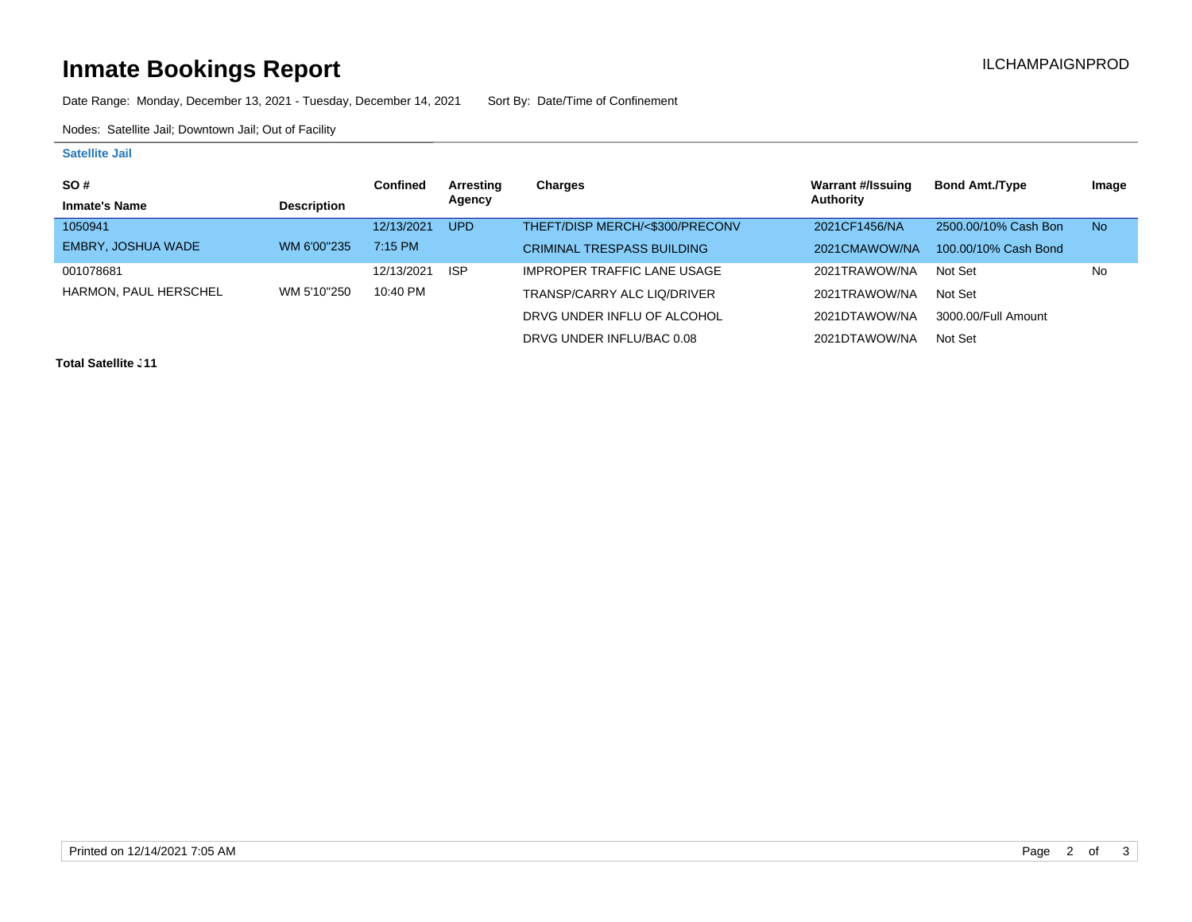# Inmate Bookings Report

ILCHAMPAIGNPROD

Date Range: Monday, December 13, 2021 - Tuesday, December 14, 2021    Sort By: Date/Time of Confinement

Nodes: Satellite Jail; Downtown Jail; Out of Facility

**Satellite Jail**

| SO # / Inmate's Name | Description | Confined | Arresting Agency | Charges | Warrant #/Issuing Authority | Bond Amt./Type | Image |
|---|---|---|---|---|---|---|---|
| 1050941 | | 12/13/2021 | UPD | THEFT/DISP MERCH/<$300/PRECONV | 2021CF1456/NA | 2500.00/10% Cash Bon | No |
| EMBRY, JOSHUA WADE | WM 6'00"235 | 7:15 PM | | CRIMINAL TRESPASS BUILDING | 2021CMAWOW/NA | 100.00/10% Cash Bond | |
| 001078681 | | 12/13/2021 | ISP | IMPROPER TRAFFIC LANE USAGE | 2021TRAWOW/NA | Not Set | No |
| HARMON, PAUL HERSCHEL | WM 5'10"250 | 10:40 PM | | TRANSP/CARRY ALC LIQ/DRIVER | 2021TRAWOW/NA | Not Set | |
| | | | | DRVG UNDER INFLU OF ALCOHOL | 2021DTAWOW/NA | 3000.00/Full Amount | |
| | | | | DRVG UNDER INFLU/BAC 0.08 | 2021DTAWOW/NA | Not Set | |

**Total Satellite J11**

Printed on 12/14/2021 7:05 AM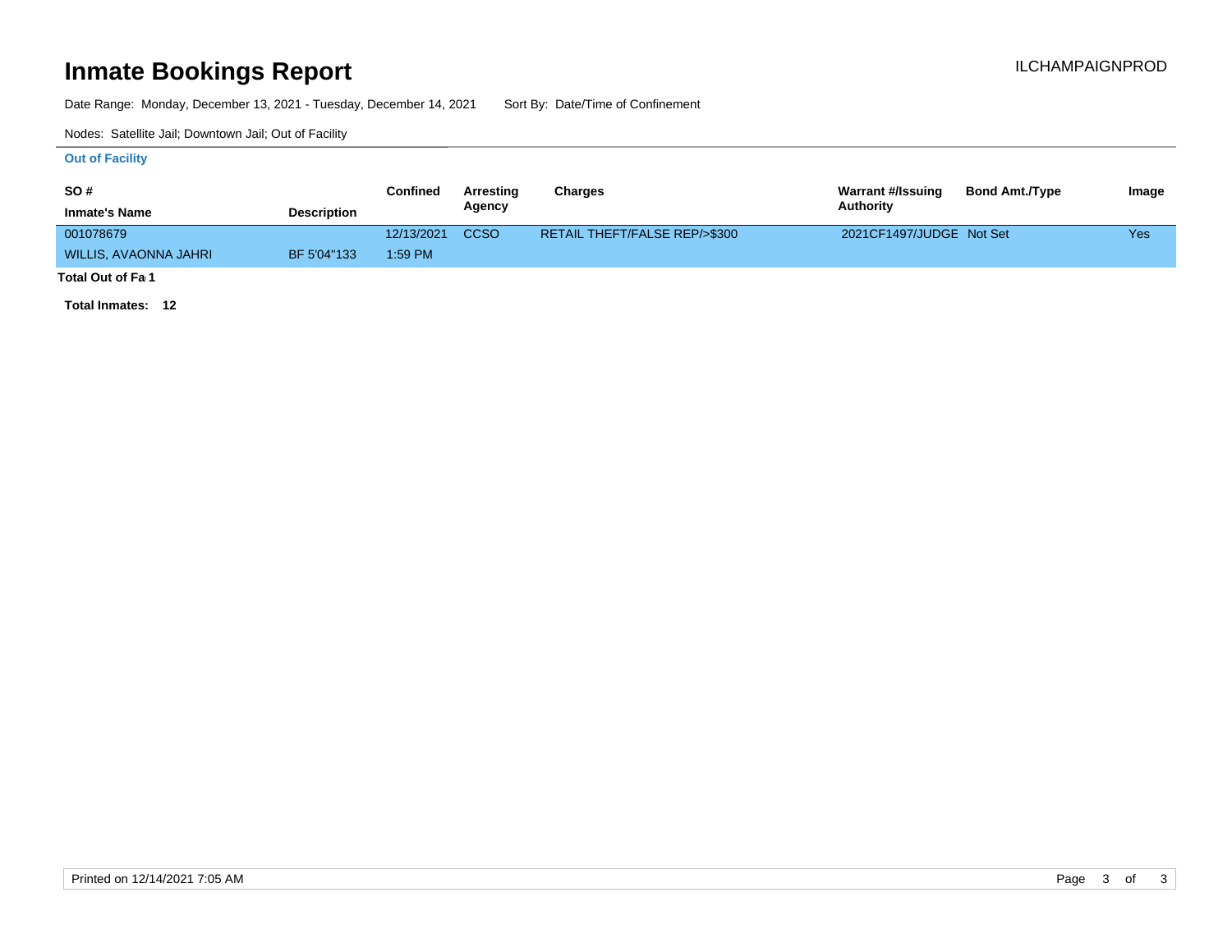# Inmate Bookings Report

ILCHAMPAIGNPROD

Date Range: Monday, December 13, 2021 - Tuesday, December 14, 2021 Sort By: Date/Time of Confinement

Nodes: Satellite Jail; Downtown Jail; Out of Facility

### Out of Facility

| SO # / Inmate's Name | Description | Confined | Arresting Agency | Charges | Warrant #/Issuing Authority | Bond Amt./Type | Image |
|---|---|---|---|---|---|---|---|
| 001078679 / WILLIS, AVAONNA JAHRI | BF 5'04"133 | 12/13/2021 1:59 PM | CCSO | RETAIL THEFT/FALSE REP/>$300 | 2021CF1497/JUDGE | Not Set | Yes |

**Total Out of Fa 1**

**Total Inmates: 12**

Printed on 12/14/2021 7:05 AM